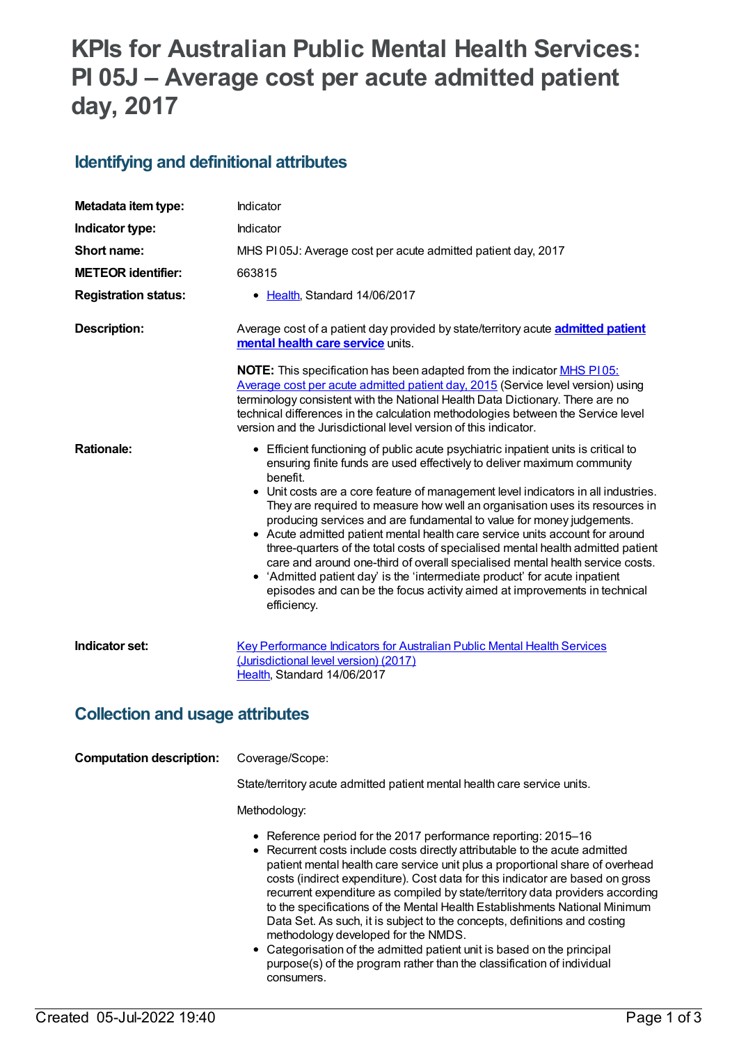# KPIs for Australian Public Mental Health Services: PI 05J – Average cost per acute admitted patient day, 2017

## Identifying and definitional attributes

| | |
|---|---|
| **Metadata item type:** | Indicator |
| **Indicator type:** | Indicator |
| **Short name:** | MHS PI 05J: Average cost per acute admitted patient day, 2017 |
| **METEOR identifier:** | 663815 |
| **Registration status:** | • Health, Standard 14/06/2017 |

**Description:**

Average cost of a patient day provided by state/territory acute **admitted patient mental health care service** units.

**NOTE:** This specification has been adapted from the indicator MHS PI 05: Average cost per acute admitted patient day, 2015 (Service level version) using terminology consistent with the National Health Data Dictionary. There are no technical differences in the calculation methodologies between the Service level version and the Jurisdictional level version of this indicator.

**Rationale:**

- Efficient functioning of public acute psychiatric inpatient units is critical to ensuring finite funds are used effectively to deliver maximum community benefit.
- Unit costs are a core feature of management level indicators in all industries. They are required to measure how well an organisation uses its resources in producing services and are fundamental to value for money judgements.
- Acute admitted patient mental health care service units account for around three-quarters of the total costs of specialised mental health admitted patient care and around one-third of overall specialised mental health service costs.
- 'Admitted patient day' is the 'intermediate product' for acute inpatient episodes and can be the focus activity aimed at improvements in technical efficiency.

**Indicator set:**

Key Performance Indicators for Australian Public Mental Health Services (Jurisdictional level version) (2017)
Health, Standard 14/06/2017

## Collection and usage attributes

**Computation description:**

Coverage/Scope:

State/territory acute admitted patient mental health care service units.

Methodology:

- Reference period for the 2017 performance reporting: 2015–16
- Recurrent costs include costs directly attributable to the acute admitted patient mental health care service unit plus a proportional share of overhead costs (indirect expenditure). Cost data for this indicator are based on gross recurrent expenditure as compiled by state/territory data providers according to the specifications of the Mental Health Establishments National Minimum Data Set. As such, it is subject to the concepts, definitions and costing methodology developed for the NMDS.
- Categorisation of the admitted patient unit is based on the principal purpose(s) of the program rather than the classification of individual consumers.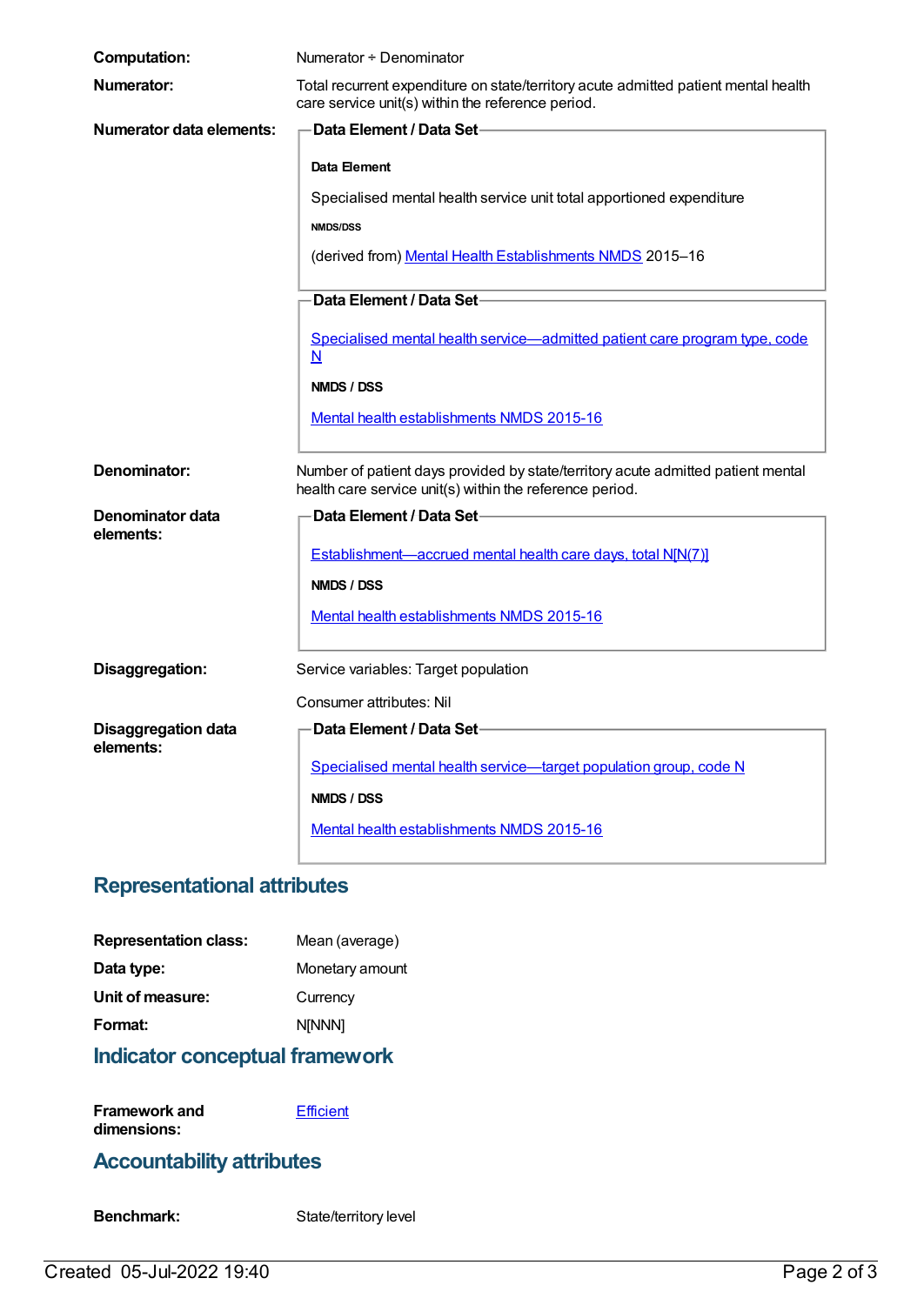**Computation:** Numerator ÷ Denominator

**Numerator:** Total recurrent expenditure on state/territory acute admitted patient mental health care service unit(s) within the reference period.

**Numerator data elements:**

**Data Element / Data Set**

**Data Element**

Specialised mental health service unit total apportioned expenditure

**NMDS/DSS**

(derived from) Mental Health Establishments NMDS 2015–16

**Data Element / Data Set**

Specialised mental health service—admitted patient care program type, code N

**NMDS / DSS**

Mental health establishments NMDS 2015-16

**Denominator:** Number of patient days provided by state/territory acute admitted patient mental health care service unit(s) within the reference period.

**Denominator data elements:**

**Data Element / Data Set**

Establishment—accrued mental health care days, total N[N(7)]

**NMDS / DSS**

Mental health establishments NMDS 2015-16

**Disaggregation:** Service variables: Target population

Consumer attributes: Nil

**Disaggregation data elements:**

**Data Element / Data Set**

Specialised mental health service—target population group, code N

**NMDS / DSS**

Mental health establishments NMDS 2015-16

## Representational attributes

**Representation class:** Mean (average)

**Data type:** Monetary amount

**Unit of measure:** Currency

**Format:** N[NNN]

## Indicator conceptual framework

**Framework and dimensions:** Efficient

## Accountability attributes

**Benchmark:** State/territory level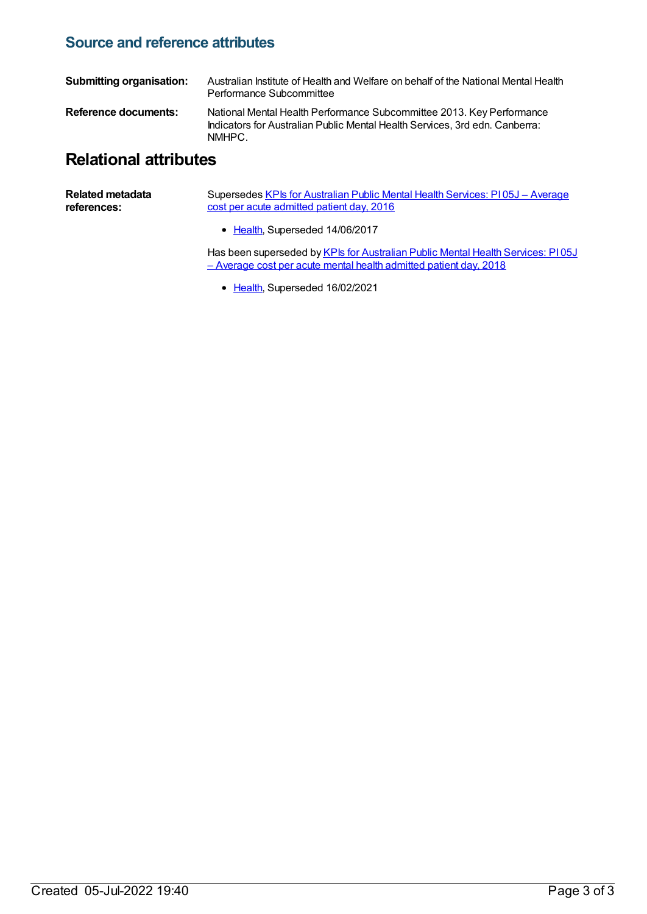## Source and reference attributes

**Submitting organisation:** Australian Institute of Health and Welfare on behalf of the National Mental Health Performance Subcommittee

**Reference documents:** National Mental Health Performance Subcommittee 2013. Key Performance Indicators for Australian Public Mental Health Services, 3rd edn. Canberra: NMHPC.

# Relational attributes

**Related metadata references:**

Supersedes [KPIs for Australian Public Mental Health Services: PI 05J – Average cost per acute admitted patient day, 2016]

- [Health], Superseded 14/06/2017

Has been superseded by [KPIs for Australian Public Mental Health Services: PI 05J – Average cost per acute mental health admitted patient day, 2018]

- [Health], Superseded 16/02/2021